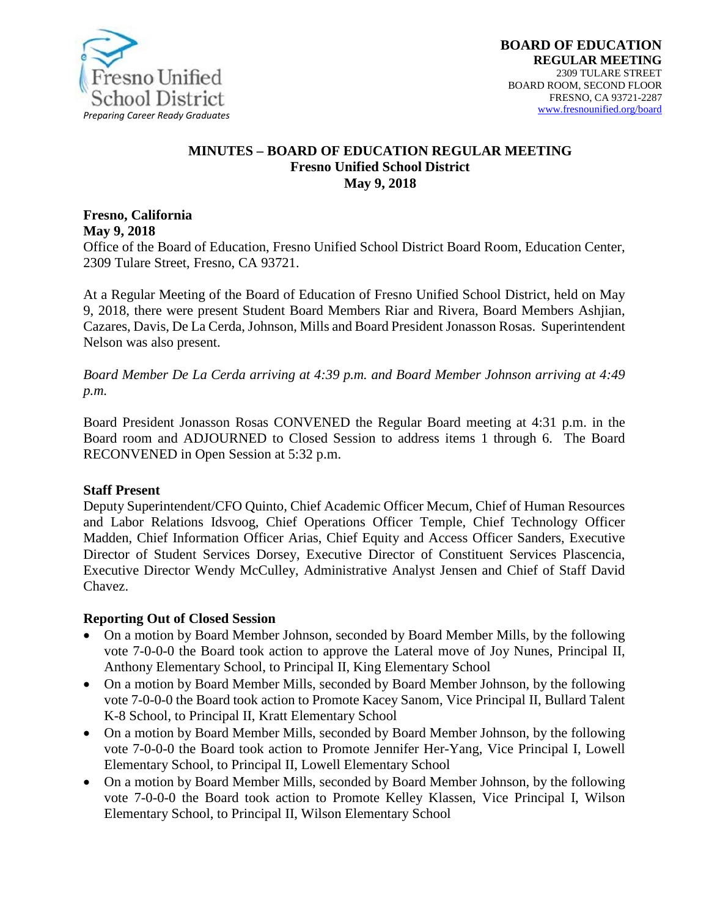**BOARD OF EDUCATION**
**REGULAR MEETING**
2309 TULARE STREET
BOARD ROOM, SECOND FLOOR
FRESNO, CA 93721-2287
www.fresnounified.org/board

# MINUTES – BOARD OF EDUCATION REGULAR MEETING

## Fresno Unified School District

## May 9, 2018

**Fresno, California**
**May 9, 2018**
Office of the Board of Education, Fresno Unified School District Board Room, Education Center, 2309 Tulare Street, Fresno, CA 93721.

At a Regular Meeting of the Board of Education of Fresno Unified School District, held on May 9, 2018, there were present Student Board Members Riar and Rivera, Board Members Ashjian, Cazares, Davis, De La Cerda, Johnson, Mills and Board President Jonasson Rosas. Superintendent Nelson was also present.

*Board Member De La Cerda arriving at 4:39 p.m. and Board Member Johnson arriving at 4:49 p.m.*

Board President Jonasson Rosas CONVENED the Regular Board meeting at 4:31 p.m. in the Board room and ADJOURNED to Closed Session to address items 1 through 6. The Board RECONVENED in Open Session at 5:32 p.m.

**Staff Present**
Deputy Superintendent/CFO Quinto, Chief Academic Officer Mecum, Chief of Human Resources and Labor Relations Idsvoog, Chief Operations Officer Temple, Chief Technology Officer Madden, Chief Information Officer Arias, Chief Equity and Access Officer Sanders, Executive Director of Student Services Dorsey, Executive Director of Constituent Services Plascencia, Executive Director Wendy McCulley, Administrative Analyst Jensen and Chief of Staff David Chavez.

**Reporting Out of Closed Session**

- On a motion by Board Member Johnson, seconded by Board Member Mills, by the following vote 7-0-0-0 the Board took action to approve the Lateral move of Joy Nunes, Principal II, Anthony Elementary School, to Principal II, King Elementary School
- On a motion by Board Member Mills, seconded by Board Member Johnson, by the following vote 7-0-0-0 the Board took action to Promote Kacey Sanom, Vice Principal II, Bullard Talent K-8 School, to Principal II, Kratt Elementary School
- On a motion by Board Member Mills, seconded by Board Member Johnson, by the following vote 7-0-0-0 the Board took action to Promote Jennifer Her-Yang, Vice Principal I, Lowell Elementary School, to Principal II, Lowell Elementary School
- On a motion by Board Member Mills, seconded by Board Member Johnson, by the following vote 7-0-0-0 the Board took action to Promote Kelley Klassen, Vice Principal I, Wilson Elementary School, to Principal II, Wilson Elementary School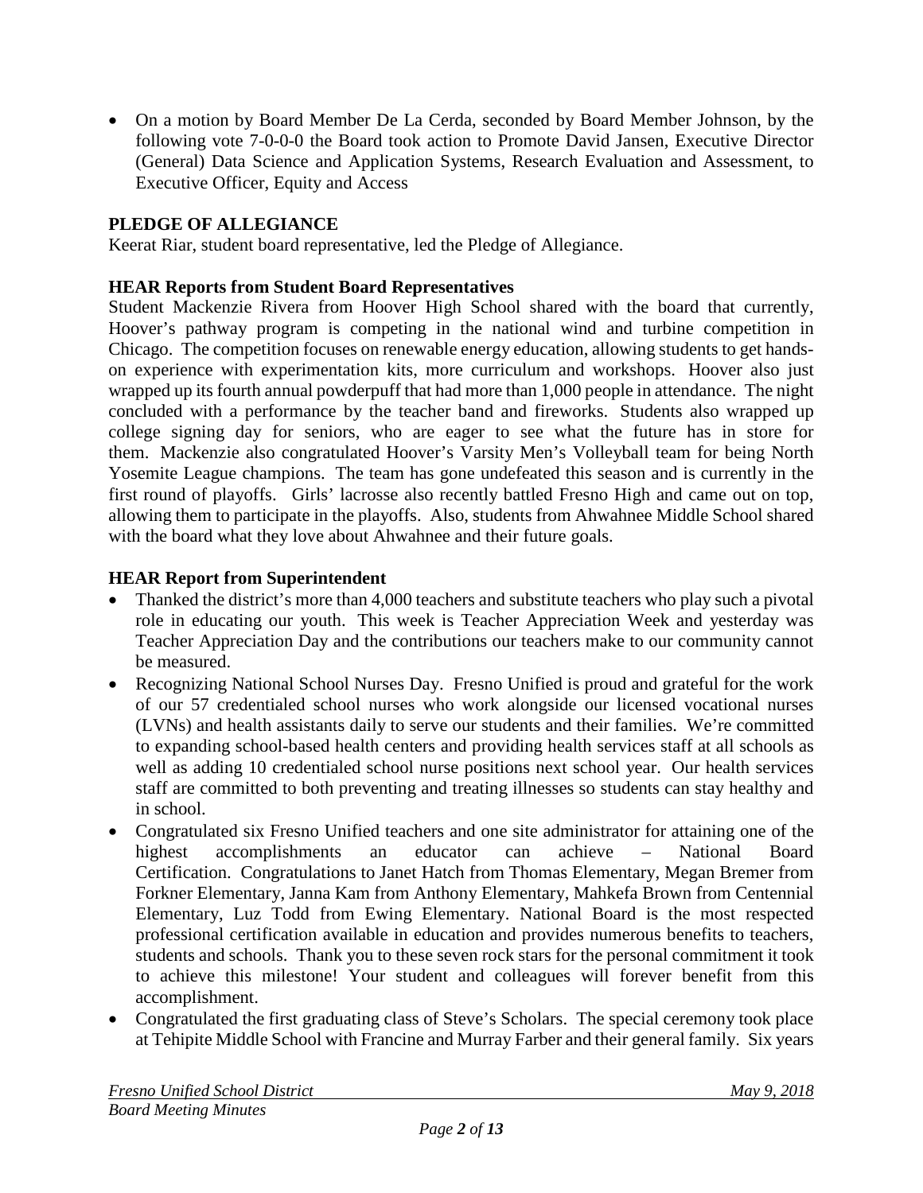- On a motion by Board Member De La Cerda, seconded by Board Member Johnson, by the following vote 7-0-0-0 the Board took action to Promote David Jansen, Executive Director (General) Data Science and Application Systems, Research Evaluation and Assessment, to Executive Officer, Equity and Access

**PLEDGE OF ALLEGIANCE**

Keerat Riar, student board representative, led the Pledge of Allegiance.

**HEAR Reports from Student Board Representatives**

Student Mackenzie Rivera from Hoover High School shared with the board that currently, Hoover's pathway program is competing in the national wind and turbine competition in Chicago. The competition focuses on renewable energy education, allowing students to get hands-on experience with experimentation kits, more curriculum and workshops. Hoover also just wrapped up its fourth annual powderpuff that had more than 1,000 people in attendance. The night concluded with a performance by the teacher band and fireworks. Students also wrapped up college signing day for seniors, who are eager to see what the future has in store for them. Mackenzie also congratulated Hoover's Varsity Men's Volleyball team for being North Yosemite League champions. The team has gone undefeated this season and is currently in the first round of playoffs. Girls' lacrosse also recently battled Fresno High and came out on top, allowing them to participate in the playoffs. Also, students from Ahwahnee Middle School shared with the board what they love about Ahwahnee and their future goals.

**HEAR Report from Superintendent**

- Thanked the district's more than 4,000 teachers and substitute teachers who play such a pivotal role in educating our youth. This week is Teacher Appreciation Week and yesterday was Teacher Appreciation Day and the contributions our teachers make to our community cannot be measured.
- Recognizing National School Nurses Day. Fresno Unified is proud and grateful for the work of our 57 credentialed school nurses who work alongside our licensed vocational nurses (LVNs) and health assistants daily to serve our students and their families. We're committed to expanding school-based health centers and providing health services staff at all schools as well as adding 10 credentialed school nurse positions next school year. Our health services staff are committed to both preventing and treating illnesses so students can stay healthy and in school.
- Congratulated six Fresno Unified teachers and one site administrator for attaining one of the highest accomplishments an educator can achieve – National Board Certification. Congratulations to Janet Hatch from Thomas Elementary, Megan Bremer from Forkner Elementary, Janna Kam from Anthony Elementary, Mahkefa Brown from Centennial Elementary, Luz Todd from Ewing Elementary. National Board is the most respected professional certification available in education and provides numerous benefits to teachers, students and schools. Thank you to these seven rock stars for the personal commitment it took to achieve this milestone! Your student and colleagues will forever benefit from this accomplishment.
- Congratulated the first graduating class of Steve's Scholars. The special ceremony took place at Tehipite Middle School with Francine and Murray Farber and their general family. Six years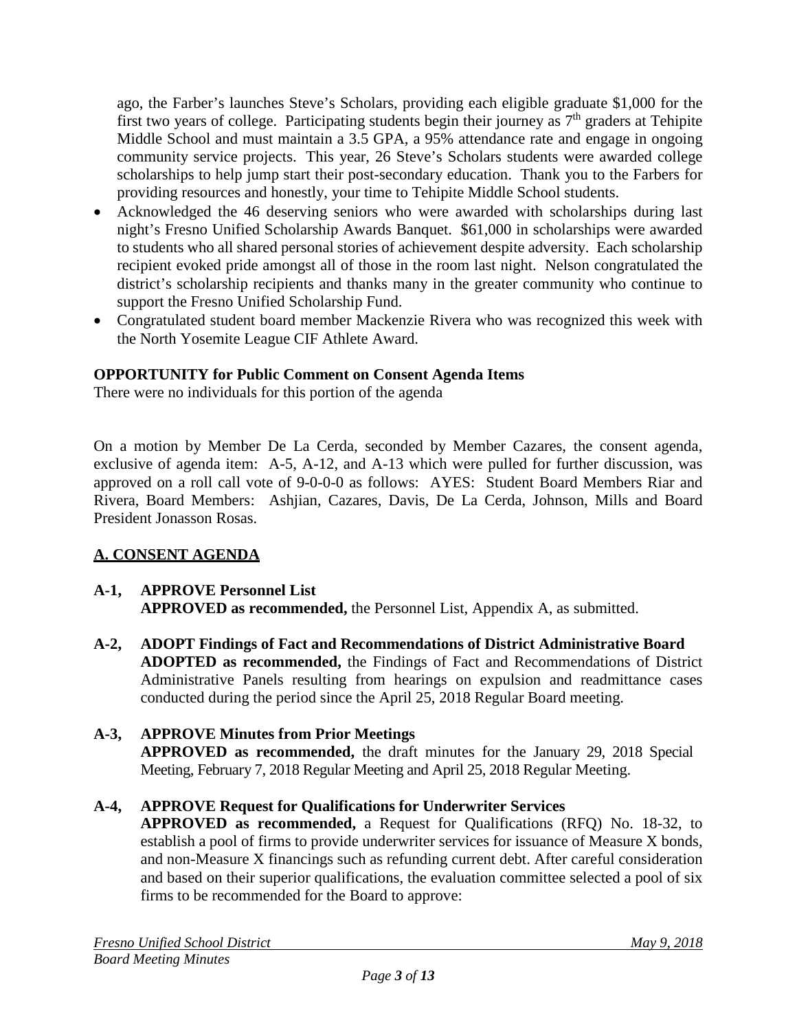ago, the Farber's launches Steve's Scholars, providing each eligible graduate $1,000 for the first two years of college. Participating students begin their journey as 7th graders at Tehipite Middle School and must maintain a 3.5 GPA, a 95% attendance rate and engage in ongoing community service projects. This year, 26 Steve's Scholars students were awarded college scholarships to help jump start their post-secondary education. Thank you to the Farbers for providing resources and honestly, your time to Tehipite Middle School students.

- Acknowledged the 46 deserving seniors who were awarded with scholarships during last night's Fresno Unified Scholarship Awards Banquet. $61,000 in scholarships were awarded to students who all shared personal stories of achievement despite adversity. Each scholarship recipient evoked pride amongst all of those in the room last night. Nelson congratulated the district's scholarship recipients and thanks many in the greater community who continue to support the Fresno Unified Scholarship Fund.
- Congratulated student board member Mackenzie Rivera who was recognized this week with the North Yosemite League CIF Athlete Award.

**OPPORTUNITY for Public Comment on Consent Agenda Items**
There were no individuals for this portion of the agenda

On a motion by Member De La Cerda, seconded by Member Cazares, the consent agenda, exclusive of agenda item: A-5, A-12, and A-13 which were pulled for further discussion, was approved on a roll call vote of 9-0-0-0 as follows: AYES: Student Board Members Riar and Rivera, Board Members: Ashjian, Cazares, Davis, De La Cerda, Johnson, Mills and Board President Jonasson Rosas.

## A. CONSENT AGENDA

**A-1, APPROVE Personnel List**
**APPROVED as recommended,** the Personnel List, Appendix A, as submitted.

**A-2, ADOPT Findings of Fact and Recommendations of District Administrative Board**
**ADOPTED as recommended,** the Findings of Fact and Recommendations of District Administrative Panels resulting from hearings on expulsion and readmittance cases conducted during the period since the April 25, 2018 Regular Board meeting.

**A-3, APPROVE Minutes from Prior Meetings**
**APPROVED as recommended,** the draft minutes for the January 29, 2018 Special Meeting, February 7, 2018 Regular Meeting and April 25, 2018 Regular Meeting.

**A-4, APPROVE Request for Qualifications for Underwriter Services**
**APPROVED as recommended,** a Request for Qualifications (RFQ) No. 18-32, to establish a pool of firms to provide underwriter services for issuance of Measure X bonds, and non-Measure X financings such as refunding current debt. After careful consideration and based on their superior qualifications, the evaluation committee selected a pool of six firms to be recommended for the Board to approve: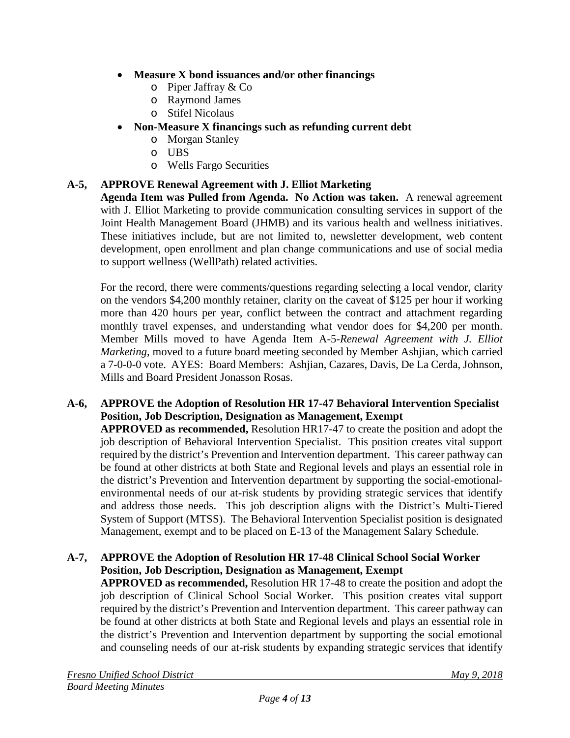- **Measure X bond issuances and/or other financings**
  - Piper Jaffray & Co
  - Raymond James
  - Stifel Nicolaus
- **Non-Measure X financings such as refunding current debt**
  - Morgan Stanley
  - UBS
  - Wells Fargo Securities

**A-5, APPROVE Renewal Agreement with J. Elliot Marketing**

**Agenda Item was Pulled from Agenda. No Action was taken.** A renewal agreement with J. Elliot Marketing to provide communication consulting services in support of the Joint Health Management Board (JHMB) and its various health and wellness initiatives. These initiatives include, but are not limited to, newsletter development, web content development, open enrollment and plan change communications and use of social media to support wellness (WellPath) related activities.

For the record, there were comments/questions regarding selecting a local vendor, clarity on the vendors $4,200 monthly retainer, clarity on the caveat of $125 per hour if working more than 420 hours per year, conflict between the contract and attachment regarding monthly travel expenses, and understanding what vendor does for $4,200 per month. Member Mills moved to have Agenda Item A-5-*Renewal Agreement with J. Elliot Marketing*, moved to a future board meeting seconded by Member Ashjian, which carried a 7-0-0-0 vote. AYES: Board Members: Ashjian, Cazares, Davis, De La Cerda, Johnson, Mills and Board President Jonasson Rosas.

**A-6, APPROVE the Adoption of Resolution HR 17-47 Behavioral Intervention Specialist Position, Job Description, Designation as Management, Exempt**

**APPROVED as recommended,** Resolution HR17-47 to create the position and adopt the job description of Behavioral Intervention Specialist. This position creates vital support required by the district's Prevention and Intervention department. This career pathway can be found at other districts at both State and Regional levels and plays an essential role in the district's Prevention and Intervention department by supporting the social-emotional-environmental needs of our at-risk students by providing strategic services that identify and address those needs. This job description aligns with the District's Multi-Tiered System of Support (MTSS). The Behavioral Intervention Specialist position is designated Management, exempt and to be placed on E-13 of the Management Salary Schedule.

**A-7, APPROVE the Adoption of Resolution HR 17-48 Clinical School Social Worker Position, Job Description, Designation as Management, Exempt**

**APPROVED as recommended,** Resolution HR 17-48 to create the position and adopt the job description of Clinical School Social Worker. This position creates vital support required by the district's Prevention and Intervention department. This career pathway can be found at other districts at both State and Regional levels and plays an essential role in the district's Prevention and Intervention department by supporting the social emotional and counseling needs of our at-risk students by expanding strategic services that identify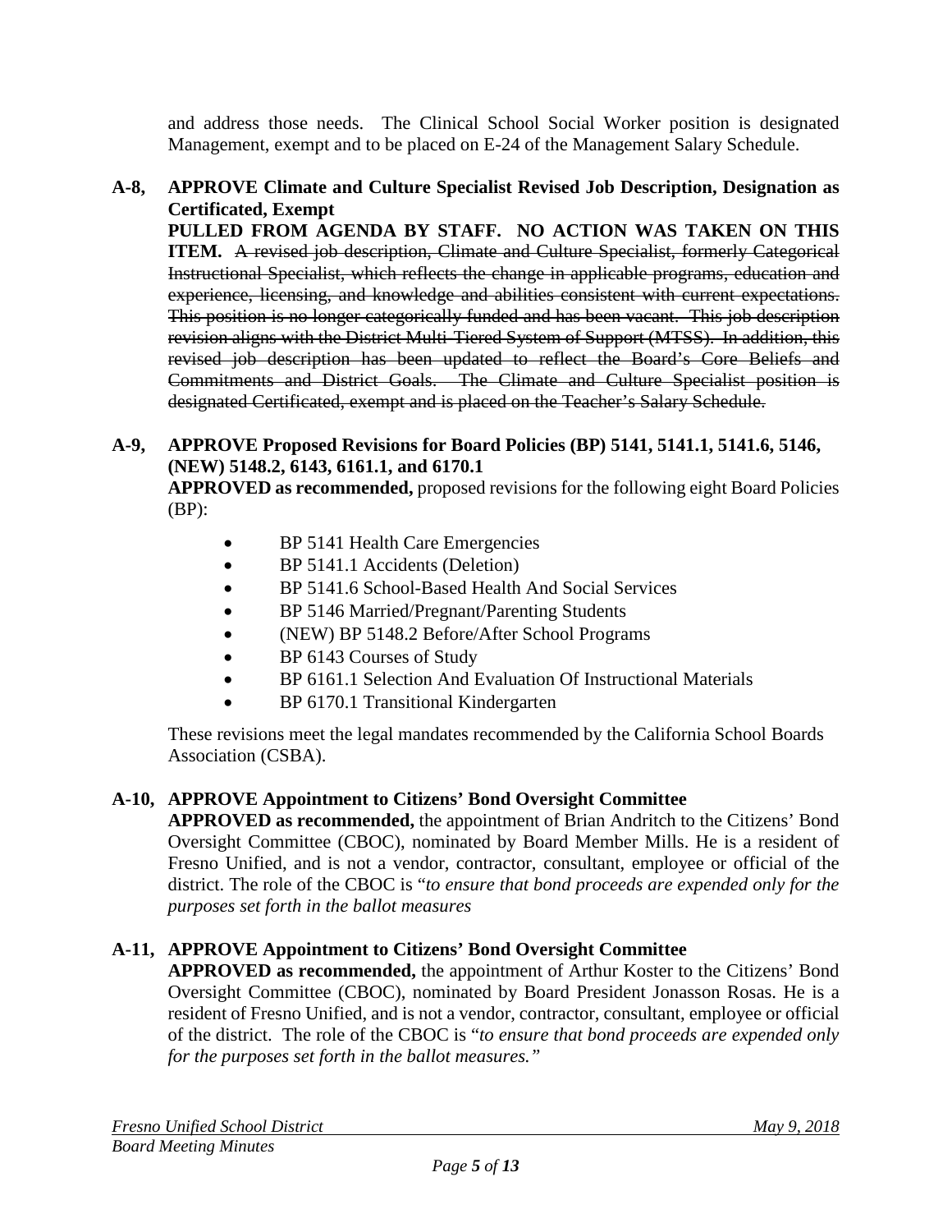and address those needs. The Clinical School Social Worker position is designated Management, exempt and to be placed on E-24 of the Management Salary Schedule.

**A-8, APPROVE Climate and Culture Specialist Revised Job Description, Designation as Certificated, Exempt**

**PULLED FROM AGENDA BY STAFF. NO ACTION WAS TAKEN ON THIS ITEM.** ~~A revised job description, Climate and Culture Specialist, formerly Categorical Instructional Specialist, which reflects the change in applicable programs, education and experience, licensing, and knowledge and abilities consistent with current expectations. This position is no longer categorically funded and has been vacant. This job description revision aligns with the District Multi-Tiered System of Support (MTSS). In addition, this revised job description has been updated to reflect the Board's Core Beliefs and Commitments and District Goals. The Climate and Culture Specialist position is designated Certificated, exempt and is placed on the Teacher's Salary Schedule.~~

**A-9, APPROVE Proposed Revisions for Board Policies (BP) 5141, 5141.1, 5141.6, 5146, (NEW) 5148.2, 6143, 6161.1, and 6170.1**

**APPROVED as recommended,** proposed revisions for the following eight Board Policies (BP):

- BP 5141 Health Care Emergencies
- BP 5141.1 Accidents (Deletion)
- BP 5141.6 School-Based Health And Social Services
- BP 5146 Married/Pregnant/Parenting Students
- (NEW) BP 5148.2 Before/After School Programs
- BP 6143 Courses of Study
- BP 6161.1 Selection And Evaluation Of Instructional Materials
- BP 6170.1 Transitional Kindergarten

These revisions meet the legal mandates recommended by the California School Boards Association (CSBA).

**A-10, APPROVE Appointment to Citizens' Bond Oversight Committee**

**APPROVED as recommended,** the appointment of Brian Andritch to the Citizens' Bond Oversight Committee (CBOC), nominated by Board Member Mills. He is a resident of Fresno Unified, and is not a vendor, contractor, consultant, employee or official of the district. The role of the CBOC is "*to ensure that bond proceeds are expended only for the purposes set forth in the ballot measures*

**A-11, APPROVE Appointment to Citizens' Bond Oversight Committee**

**APPROVED as recommended,** the appointment of Arthur Koster to the Citizens' Bond Oversight Committee (CBOC), nominated by Board President Jonasson Rosas. He is a resident of Fresno Unified, and is not a vendor, contractor, consultant, employee or official of the district. The role of the CBOC is "*to ensure that bond proceeds are expended only for the purposes set forth in the ballot measures."*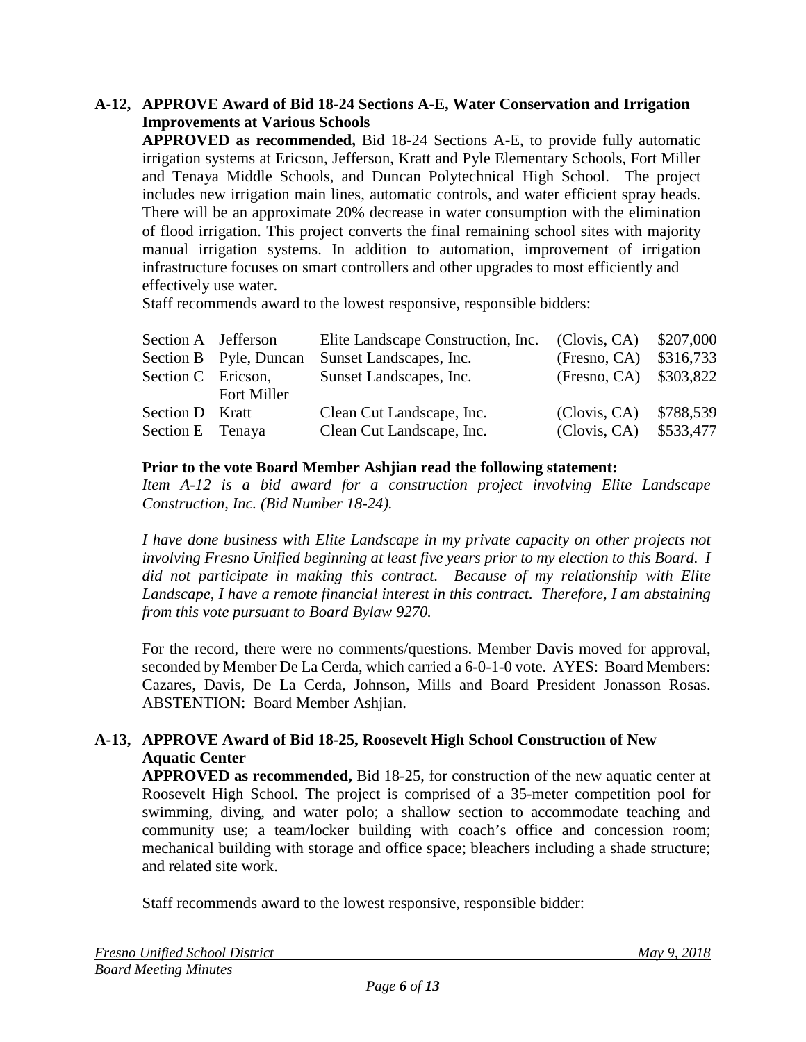**A-12, APPROVE Award of Bid 18-24 Sections A-E, Water Conservation and Irrigation Improvements at Various Schools**

**APPROVED as recommended,** Bid 18-24 Sections A-E, to provide fully automatic irrigation systems at Ericson, Jefferson, Kratt and Pyle Elementary Schools, Fort Miller and Tenaya Middle Schools, and Duncan Polytechnical High School. The project includes new irrigation main lines, automatic controls, and water efficient spray heads. There will be an approximate 20% decrease in water consumption with the elimination of flood irrigation. This project converts the final remaining school sites with majority manual irrigation systems. In addition to automation, improvement of irrigation infrastructure focuses on smart controllers and other upgrades to most efficiently and effectively use water.

Staff recommends award to the lowest responsive, responsible bidders:

| | | | | |
|---|---|---|---|---|
| Section A | Jefferson | Elite Landscape Construction, Inc. | (Clovis, CA) | $207,000 |
| Section B | Pyle, Duncan | Sunset Landscapes, Inc. | (Fresno, CA) | $316,733 |
| Section C | Ericson, Fort Miller | Sunset Landscapes, Inc. | (Fresno, CA) | $303,822 |
| Section D | Kratt | Clean Cut Landscape, Inc. | (Clovis, CA) | $788,539 |
| Section E | Tenaya | Clean Cut Landscape, Inc. | (Clovis, CA) | $533,477 |

**Prior to the vote Board Member Ashjian read the following statement:**

*Item A-12 is a bid award for a construction project involving Elite Landscape Construction, Inc. (Bid Number 18-24).*

*I have done business with Elite Landscape in my private capacity on other projects not involving Fresno Unified beginning at least five years prior to my election to this Board. I did not participate in making this contract. Because of my relationship with Elite Landscape, I have a remote financial interest in this contract. Therefore, I am abstaining from this vote pursuant to Board Bylaw 9270.*

For the record, there were no comments/questions. Member Davis moved for approval, seconded by Member De La Cerda, which carried a 6-0-1-0 vote. AYES: Board Members: Cazares, Davis, De La Cerda, Johnson, Mills and Board President Jonasson Rosas. ABSTENTION: Board Member Ashjian.

**A-13, APPROVE Award of Bid 18-25, Roosevelt High School Construction of New Aquatic Center**

**APPROVED as recommended,** Bid 18-25, for construction of the new aquatic center at Roosevelt High School. The project is comprised of a 35-meter competition pool for swimming, diving, and water polo; a shallow section to accommodate teaching and community use; a team/locker building with coach's office and concession room; mechanical building with storage and office space; bleachers including a shade structure; and related site work.

Staff recommends award to the lowest responsive, responsible bidder: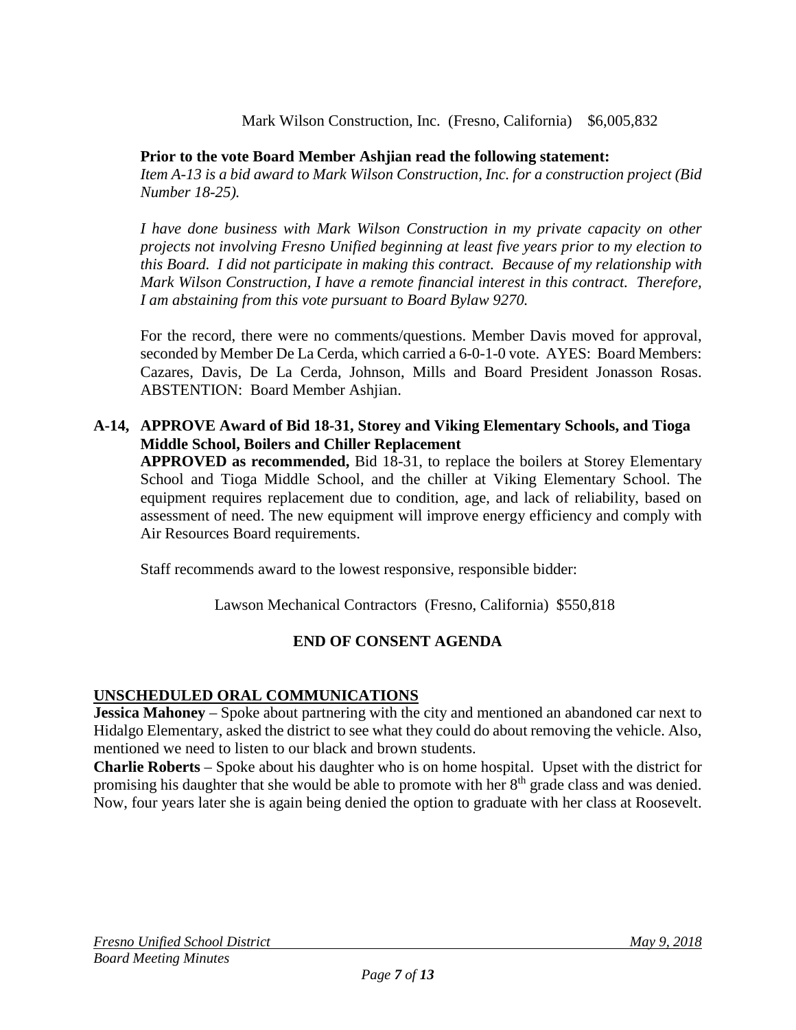Mark Wilson Construction, Inc. (Fresno, California) $6,005,832

**Prior to the vote Board Member Ashjian read the following statement:**
*Item A-13 is a bid award to Mark Wilson Construction, Inc. for a construction project (Bid Number 18-25).*

*I have done business with Mark Wilson Construction in my private capacity on other projects not involving Fresno Unified beginning at least five years prior to my election to this Board. I did not participate in making this contract. Because of my relationship with Mark Wilson Construction, I have a remote financial interest in this contract. Therefore, I am abstaining from this vote pursuant to Board Bylaw 9270.*

For the record, there were no comments/questions. Member Davis moved for approval, seconded by Member De La Cerda, which carried a 6-0-1-0 vote. AYES: Board Members: Cazares, Davis, De La Cerda, Johnson, Mills and Board President Jonasson Rosas. ABSTENTION: Board Member Ashjian.

**A-14, APPROVE Award of Bid 18-31, Storey and Viking Elementary Schools, and Tioga Middle School, Boilers and Chiller Replacement**

**APPROVED as recommended,** Bid 18-31, to replace the boilers at Storey Elementary School and Tioga Middle School, and the chiller at Viking Elementary School. The equipment requires replacement due to condition, age, and lack of reliability, based on assessment of need. The new equipment will improve energy efficiency and comply with Air Resources Board requirements.

Staff recommends award to the lowest responsive, responsible bidder:

Lawson Mechanical Contractors (Fresno, California) $550,818

**END OF CONSENT AGENDA**

## UNSCHEDULED ORAL COMMUNICATIONS

**Jessica Mahoney** – Spoke about partnering with the city and mentioned an abandoned car next to Hidalgo Elementary, asked the district to see what they could do about removing the vehicle. Also, mentioned we need to listen to our black and brown students.

**Charlie Roberts** – Spoke about his daughter who is on home hospital. Upset with the district for promising his daughter that she would be able to promote with her 8th grade class and was denied. Now, four years later she is again being denied the option to graduate with her class at Roosevelt.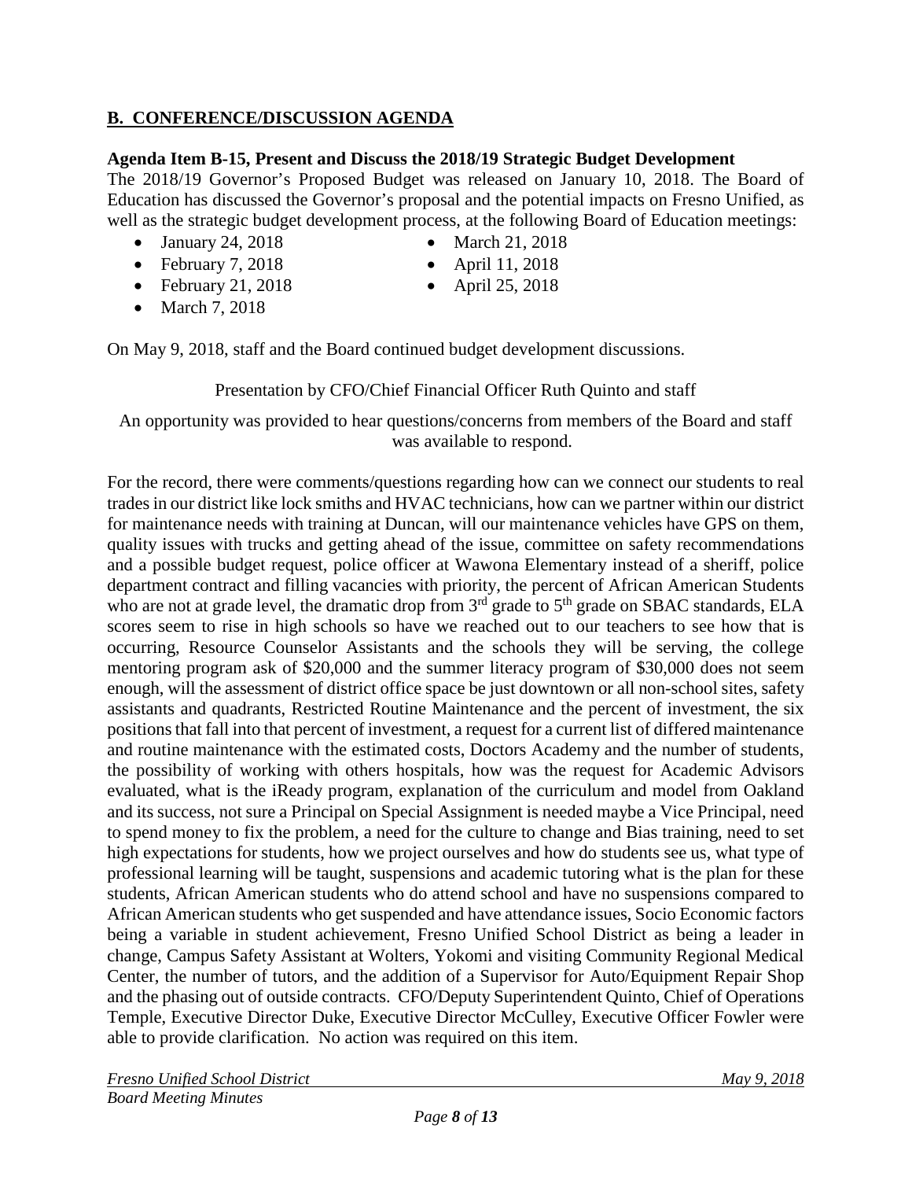## B. CONFERENCE/DISCUSSION AGENDA

**Agenda Item B-15, Present and Discuss the 2018/19 Strategic Budget Development**

The 2018/19 Governor's Proposed Budget was released on January 10, 2018. The Board of Education has discussed the Governor's proposal and the potential impacts on Fresno Unified, as well as the strategic budget development process, at the following Board of Education meetings:

- January 24, 2018
- February 7, 2018
- February 21, 2018
- March 7, 2018
- March 21, 2018
- April 11, 2018
- April 25, 2018

On May 9, 2018, staff and the Board continued budget development discussions.

Presentation by CFO/Chief Financial Officer Ruth Quinto and staff

An opportunity was provided to hear questions/concerns from members of the Board and staff was available to respond.

For the record, there were comments/questions regarding how can we connect our students to real trades in our district like lock smiths and HVAC technicians, how can we partner within our district for maintenance needs with training at Duncan, will our maintenance vehicles have GPS on them, quality issues with trucks and getting ahead of the issue, committee on safety recommendations and a possible budget request, police officer at Wawona Elementary instead of a sheriff, police department contract and filling vacancies with priority, the percent of African American Students who are not at grade level, the dramatic drop from 3rd grade to 5th grade on SBAC standards, ELA scores seem to rise in high schools so have we reached out to our teachers to see how that is occurring, Resource Counselor Assistants and the schools they will be serving, the college mentoring program ask of $20,000 and the summer literacy program of $30,000 does not seem enough, will the assessment of district office space be just downtown or all non-school sites, safety assistants and quadrants, Restricted Routine Maintenance and the percent of investment, the six positions that fall into that percent of investment, a request for a current list of differed maintenance and routine maintenance with the estimated costs, Doctors Academy and the number of students, the possibility of working with others hospitals, how was the request for Academic Advisors evaluated, what is the iReady program, explanation of the curriculum and model from Oakland and its success, not sure a Principal on Special Assignment is needed maybe a Vice Principal, need to spend money to fix the problem, a need for the culture to change and Bias training, need to set high expectations for students, how we project ourselves and how do students see us, what type of professional learning will be taught, suspensions and academic tutoring what is the plan for these students, African American students who do attend school and have no suspensions compared to African American students who get suspended and have attendance issues, Socio Economic factors being a variable in student achievement, Fresno Unified School District as being a leader in change, Campus Safety Assistant at Wolters, Yokomi and visiting Community Regional Medical Center, the number of tutors, and the addition of a Supervisor for Auto/Equipment Repair Shop and the phasing out of outside contracts. CFO/Deputy Superintendent Quinto, Chief of Operations Temple, Executive Director Duke, Executive Director McCulley, Executive Officer Fowler were able to provide clarification. No action was required on this item.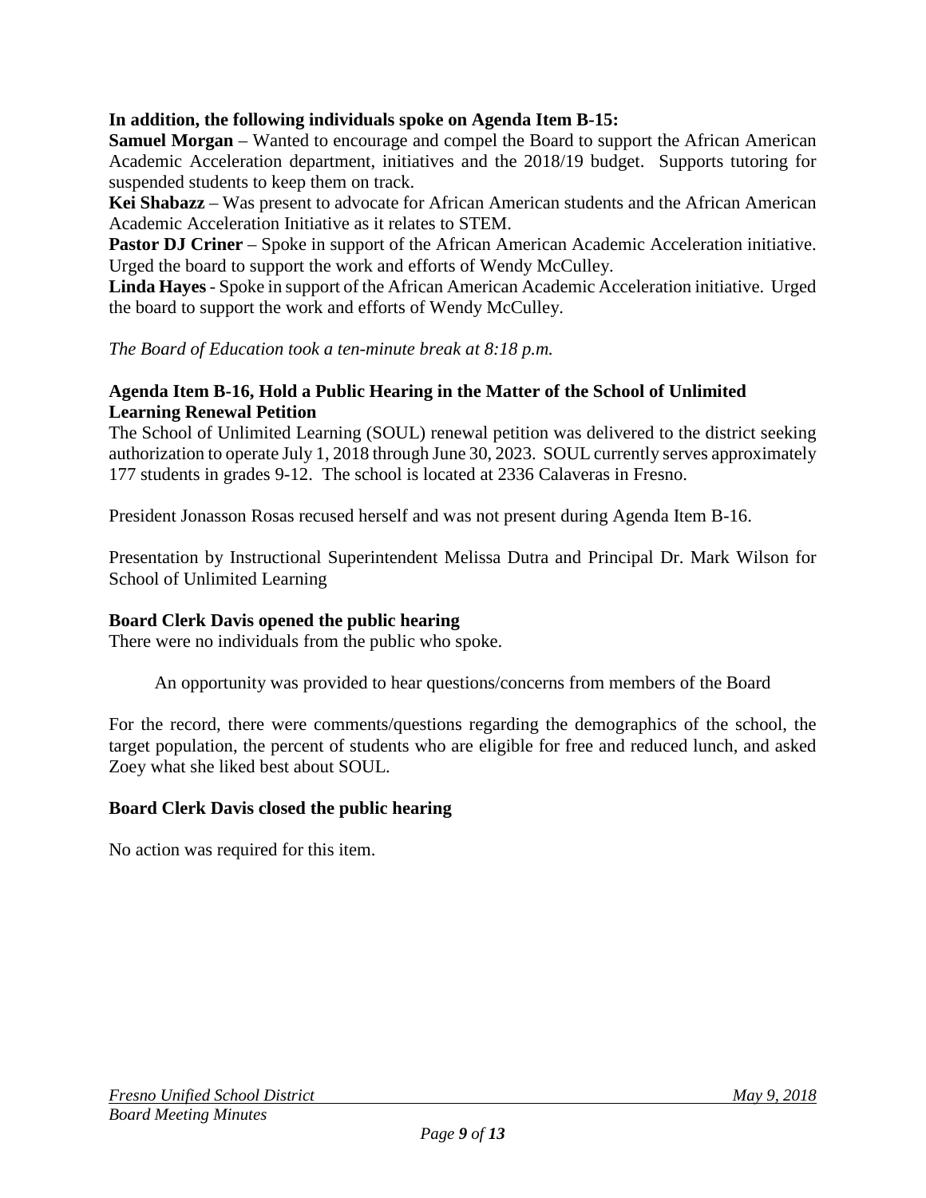**In addition, the following individuals spoke on Agenda Item B-15:**

**Samuel Morgan** – Wanted to encourage and compel the Board to support the African American Academic Acceleration department, initiatives and the 2018/19 budget. Supports tutoring for suspended students to keep them on track.

**Kei Shabazz** – Was present to advocate for African American students and the African American Academic Acceleration Initiative as it relates to STEM.

**Pastor DJ Criner** – Spoke in support of the African American Academic Acceleration initiative. Urged the board to support the work and efforts of Wendy McCulley.

**Linda Hayes** - Spoke in support of the African American Academic Acceleration initiative. Urged the board to support the work and efforts of Wendy McCulley.

*The Board of Education took a ten-minute break at 8:18 p.m.*

**Agenda Item B-16, Hold a Public Hearing in the Matter of the School of Unlimited Learning Renewal Petition**

The School of Unlimited Learning (SOUL) renewal petition was delivered to the district seeking authorization to operate July 1, 2018 through June 30, 2023. SOUL currently serves approximately 177 students in grades 9-12. The school is located at 2336 Calaveras in Fresno.

President Jonasson Rosas recused herself and was not present during Agenda Item B-16.

Presentation by Instructional Superintendent Melissa Dutra and Principal Dr. Mark Wilson for School of Unlimited Learning

**Board Clerk Davis opened the public hearing**

There were no individuals from the public who spoke.

An opportunity was provided to hear questions/concerns from members of the Board

For the record, there were comments/questions regarding the demographics of the school, the target population, the percent of students who are eligible for free and reduced lunch, and asked Zoey what she liked best about SOUL.

**Board Clerk Davis closed the public hearing**

No action was required for this item.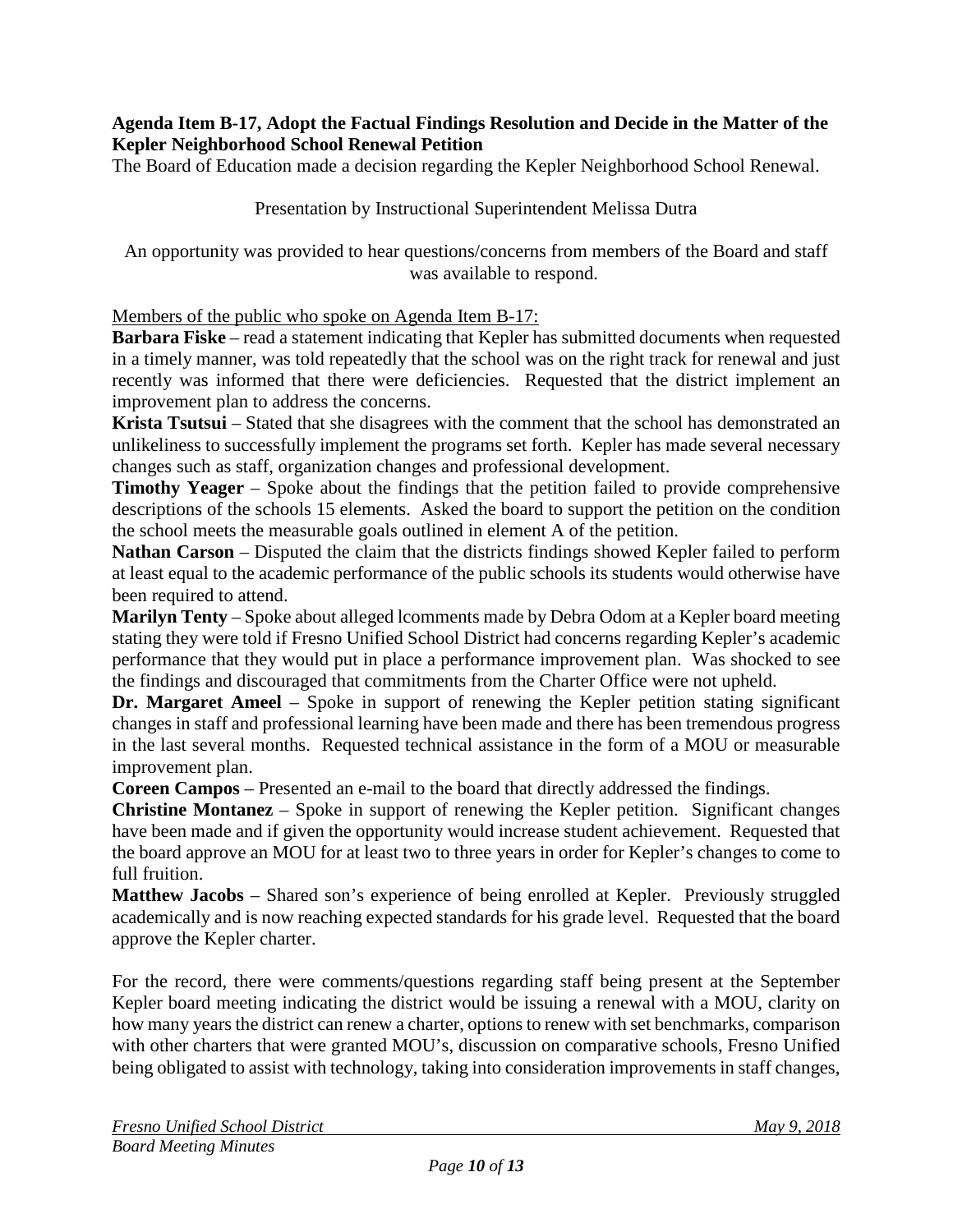**Agenda Item B-17, Adopt the Factual Findings Resolution and Decide in the Matter of the Kepler Neighborhood School Renewal Petition**

The Board of Education made a decision regarding the Kepler Neighborhood School Renewal.

Presentation by Instructional Superintendent Melissa Dutra

An opportunity was provided to hear questions/concerns from members of the Board and staff was available to respond.

Members of the public who spoke on Agenda Item B-17:

**Barbara Fiske** – read a statement indicating that Kepler has submitted documents when requested in a timely manner, was told repeatedly that the school was on the right track for renewal and just recently was informed that there were deficiencies. Requested that the district implement an improvement plan to address the concerns.

**Krista Tsutsui** – Stated that she disagrees with the comment that the school has demonstrated an unlikeliness to successfully implement the programs set forth. Kepler has made several necessary changes such as staff, organization changes and professional development.

**Timothy Yeager** – Spoke about the findings that the petition failed to provide comprehensive descriptions of the schools 15 elements. Asked the board to support the petition on the condition the school meets the measurable goals outlined in element A of the petition.

**Nathan Carson** – Disputed the claim that the districts findings showed Kepler failed to perform at least equal to the academic performance of the public schools its students would otherwise have been required to attend.

**Marilyn Tenty** – Spoke about alleged lcomments made by Debra Odom at a Kepler board meeting stating they were told if Fresno Unified School District had concerns regarding Kepler's academic performance that they would put in place a performance improvement plan. Was shocked to see the findings and discouraged that commitments from the Charter Office were not upheld.

**Dr. Margaret Ameel** – Spoke in support of renewing the Kepler petition stating significant changes in staff and professional learning have been made and there has been tremendous progress in the last several months. Requested technical assistance in the form of a MOU or measurable improvement plan.

**Coreen Campos** – Presented an e-mail to the board that directly addressed the findings.

**Christine Montanez** – Spoke in support of renewing the Kepler petition. Significant changes have been made and if given the opportunity would increase student achievement. Requested that the board approve an MOU for at least two to three years in order for Kepler's changes to come to full fruition.

**Matthew Jacobs** – Shared son's experience of being enrolled at Kepler. Previously struggled academically and is now reaching expected standards for his grade level. Requested that the board approve the Kepler charter.

For the record, there were comments/questions regarding staff being present at the September Kepler board meeting indicating the district would be issuing a renewal with a MOU, clarity on how many years the district can renew a charter, options to renew with set benchmarks, comparison with other charters that were granted MOU's, discussion on comparative schools, Fresno Unified being obligated to assist with technology, taking into consideration improvements in staff changes,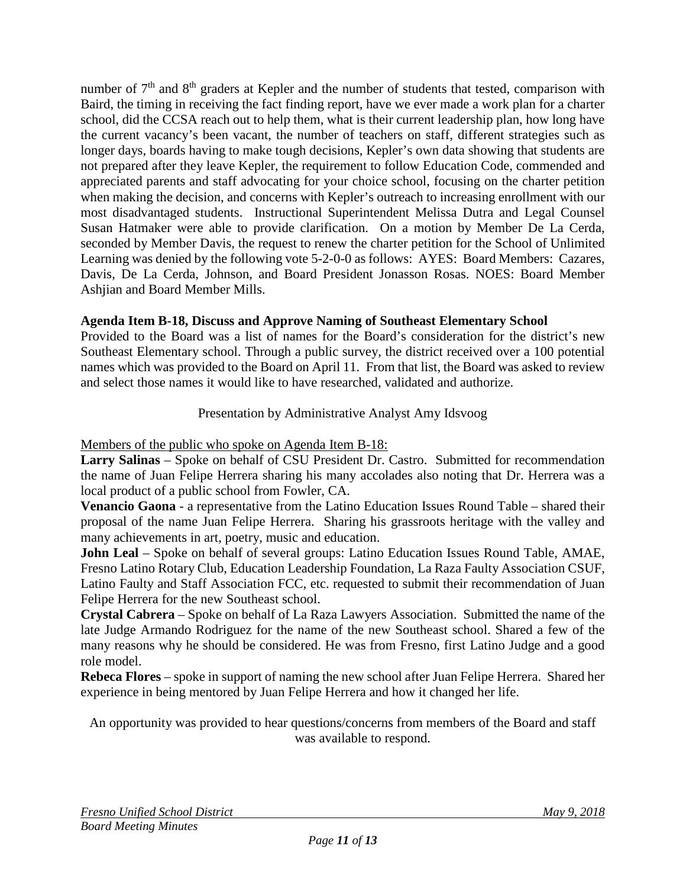number of 7th and 8th graders at Kepler and the number of students that tested, comparison with Baird, the timing in receiving the fact finding report, have we ever made a work plan for a charter school, did the CCSA reach out to help them, what is their current leadership plan, how long have the current vacancy's been vacant, the number of teachers on staff, different strategies such as longer days, boards having to make tough decisions, Kepler's own data showing that students are not prepared after they leave Kepler, the requirement to follow Education Code, commended and appreciated parents and staff advocating for your choice school, focusing on the charter petition when making the decision, and concerns with Kepler's outreach to increasing enrollment with our most disadvantaged students. Instructional Superintendent Melissa Dutra and Legal Counsel Susan Hatmaker were able to provide clarification. On a motion by Member De La Cerda, seconded by Member Davis, the request to renew the charter petition for the School of Unlimited Learning was denied by the following vote 5-2-0-0 as follows: AYES: Board Members: Cazares, Davis, De La Cerda, Johnson, and Board President Jonasson Rosas. NOES: Board Member Ashjian and Board Member Mills.

**Agenda Item B-18, Discuss and Approve Naming of Southeast Elementary School**

Provided to the Board was a list of names for the Board's consideration for the district's new Southeast Elementary school. Through a public survey, the district received over a 100 potential names which was provided to the Board on April 11. From that list, the Board was asked to review and select those names it would like to have researched, validated and authorize.

Presentation by Administrative Analyst Amy Idsvoog

Members of the public who spoke on Agenda Item B-18:

**Larry Salinas** – Spoke on behalf of CSU President Dr. Castro. Submitted for recommendation the name of Juan Felipe Herrera sharing his many accolades also noting that Dr. Herrera was a local product of a public school from Fowler, CA.

**Venancio Gaona** - a representative from the Latino Education Issues Round Table – shared their proposal of the name Juan Felipe Herrera. Sharing his grassroots heritage with the valley and many achievements in art, poetry, music and education.

**John Leal** – Spoke on behalf of several groups: Latino Education Issues Round Table, AMAE, Fresno Latino Rotary Club, Education Leadership Foundation, La Raza Faulty Association CSUF, Latino Faulty and Staff Association FCC, etc. requested to submit their recommendation of Juan Felipe Herrera for the new Southeast school.

**Crystal Cabrera** – Spoke on behalf of La Raza Lawyers Association. Submitted the name of the late Judge Armando Rodriguez for the name of the new Southeast school. Shared a few of the many reasons why he should be considered. He was from Fresno, first Latino Judge and a good role model.

**Rebeca Flores** – spoke in support of naming the new school after Juan Felipe Herrera. Shared her experience in being mentored by Juan Felipe Herrera and how it changed her life.

An opportunity was provided to hear questions/concerns from members of the Board and staff was available to respond.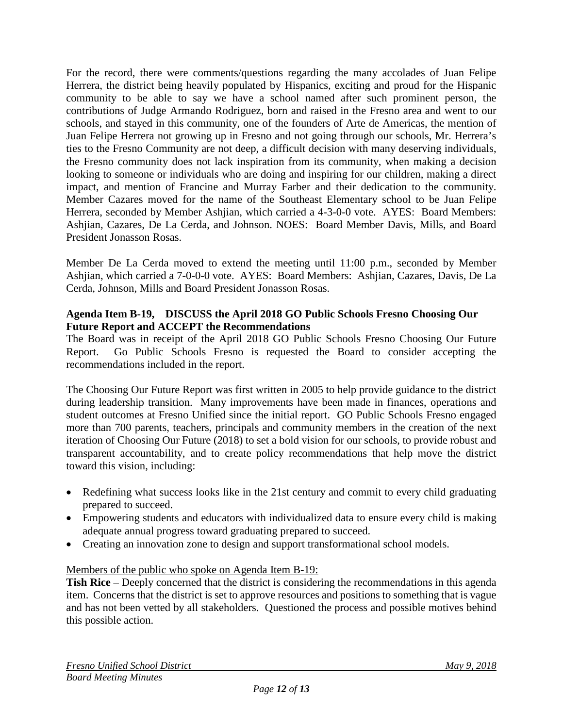For the record, there were comments/questions regarding the many accolades of Juan Felipe Herrera, the district being heavily populated by Hispanics, exciting and proud for the Hispanic community to be able to say we have a school named after such prominent person, the contributions of Judge Armando Rodriguez, born and raised in the Fresno area and went to our schools, and stayed in this community, one of the founders of Arte de Americas, the mention of Juan Felipe Herrera not growing up in Fresno and not going through our schools, Mr. Herrera's ties to the Fresno Community are not deep, a difficult decision with many deserving individuals, the Fresno community does not lack inspiration from its community, when making a decision looking to someone or individuals who are doing and inspiring for our children, making a direct impact, and mention of Francine and Murray Farber and their dedication to the community. Member Cazares moved for the name of the Southeast Elementary school to be Juan Felipe Herrera, seconded by Member Ashjian, which carried a 4-3-0-0 vote. AYES: Board Members: Ashjian, Cazares, De La Cerda, and Johnson. NOES: Board Member Davis, Mills, and Board President Jonasson Rosas.

Member De La Cerda moved to extend the meeting until 11:00 p.m., seconded by Member Ashjian, which carried a 7-0-0-0 vote. AYES: Board Members: Ashjian, Cazares, Davis, De La Cerda, Johnson, Mills and Board President Jonasson Rosas.

**Agenda Item B-19, DISCUSS the April 2018 GO Public Schools Fresno Choosing Our Future Report and ACCEPT the Recommendations**

The Board was in receipt of the April 2018 GO Public Schools Fresno Choosing Our Future Report. Go Public Schools Fresno is requested the Board to consider accepting the recommendations included in the report.

The Choosing Our Future Report was first written in 2005 to help provide guidance to the district during leadership transition. Many improvements have been made in finances, operations and student outcomes at Fresno Unified since the initial report. GO Public Schools Fresno engaged more than 700 parents, teachers, principals and community members in the creation of the next iteration of Choosing Our Future (2018) to set a bold vision for our schools, to provide robust and transparent accountability, and to create policy recommendations that help move the district toward this vision, including:

- Redefining what success looks like in the 21st century and commit to every child graduating prepared to succeed.
- Empowering students and educators with individualized data to ensure every child is making adequate annual progress toward graduating prepared to succeed.
- Creating an innovation zone to design and support transformational school models.

Members of the public who spoke on Agenda Item B-19:

**Tish Rice** – Deeply concerned that the district is considering the recommendations in this agenda item. Concerns that the district is set to approve resources and positions to something that is vague and has not been vetted by all stakeholders. Questioned the process and possible motives behind this possible action.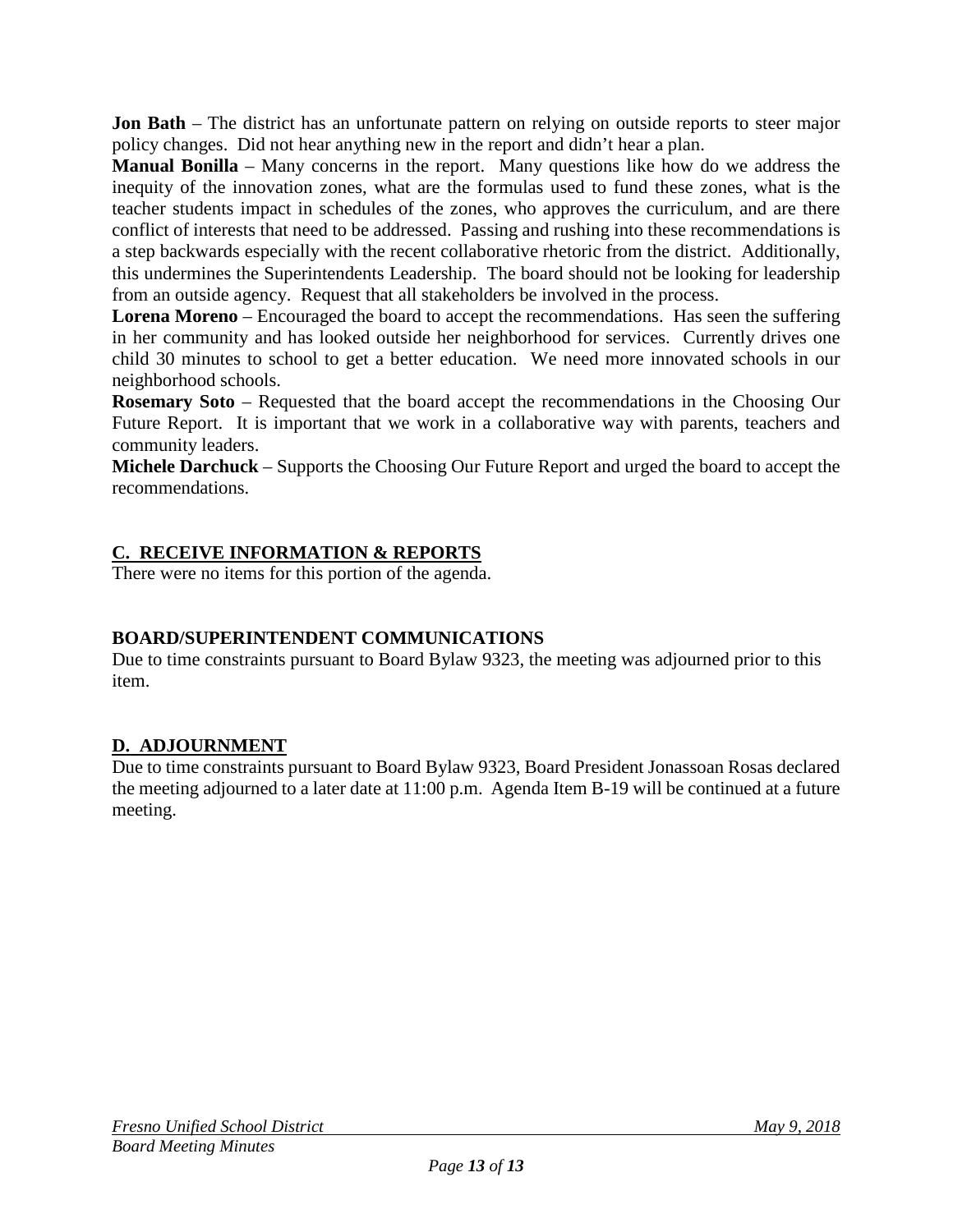**Jon Bath** – The district has an unfortunate pattern on relying on outside reports to steer major policy changes. Did not hear anything new in the report and didn't hear a plan.

**Manual Bonilla** – Many concerns in the report. Many questions like how do we address the inequity of the innovation zones, what are the formulas used to fund these zones, what is the teacher students impact in schedules of the zones, who approves the curriculum, and are there conflict of interests that need to be addressed. Passing and rushing into these recommendations is a step backwards especially with the recent collaborative rhetoric from the district. Additionally, this undermines the Superintendents Leadership. The board should not be looking for leadership from an outside agency. Request that all stakeholders be involved in the process.

**Lorena Moreno** – Encouraged the board to accept the recommendations. Has seen the suffering in her community and has looked outside her neighborhood for services. Currently drives one child 30 minutes to school to get a better education. We need more innovated schools in our neighborhood schools.

**Rosemary Soto** – Requested that the board accept the recommendations in the Choosing Our Future Report. It is important that we work in a collaborative way with parents, teachers and community leaders.

**Michele Darchuck** – Supports the Choosing Our Future Report and urged the board to accept the recommendations.

## C. RECEIVE INFORMATION & REPORTS

There were no items for this portion of the agenda.

## BOARD/SUPERINTENDENT COMMUNICATIONS

Due to time constraints pursuant to Board Bylaw 9323, the meeting was adjourned prior to this item.

## D. ADJOURNMENT

Due to time constraints pursuant to Board Bylaw 9323, Board President Jonassoan Rosas declared the meeting adjourned to a later date at 11:00 p.m. Agenda Item B-19 will be continued at a future meeting.